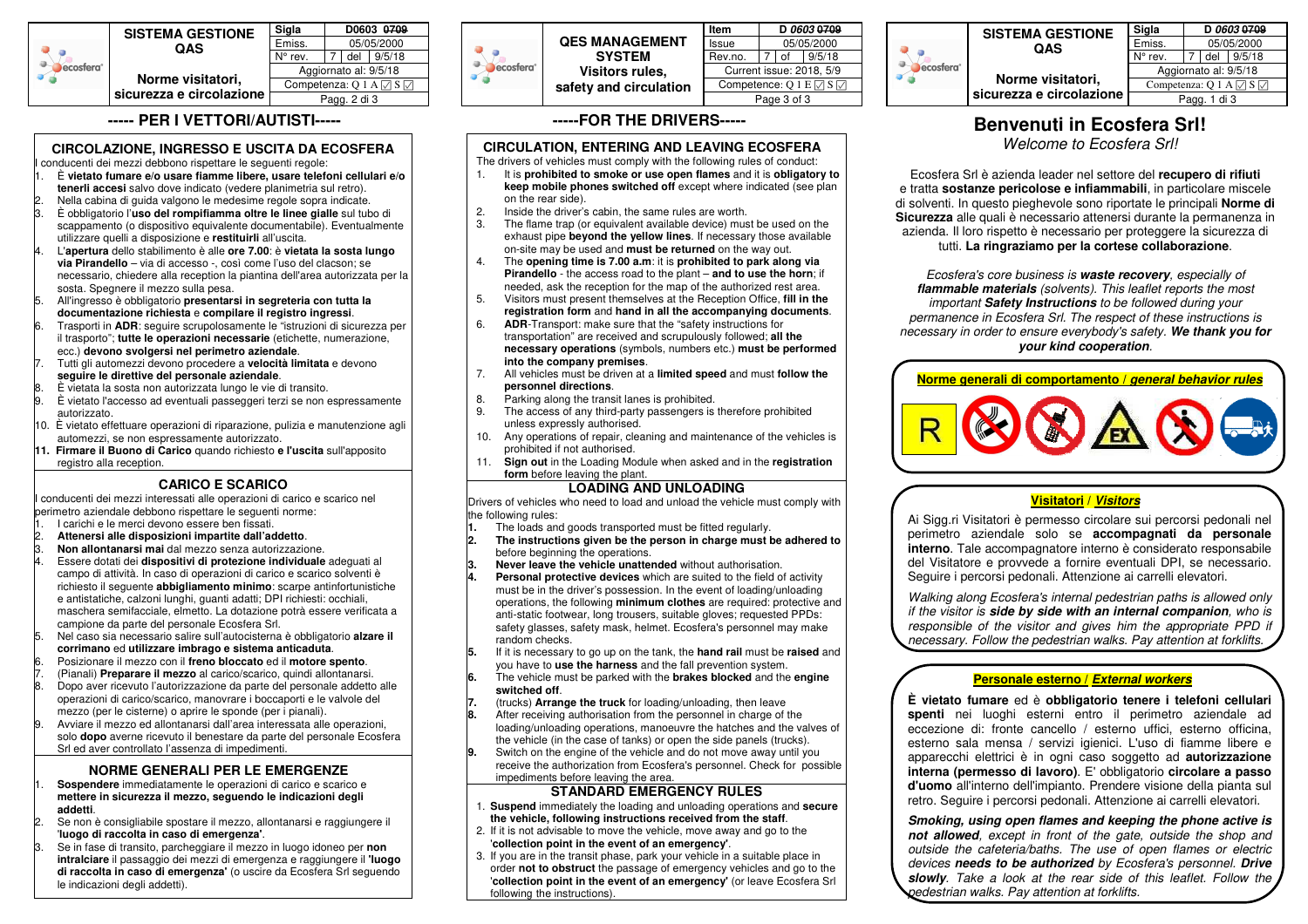| | SISTEMA GESTIONE QAS | Sigla | D0603 ~~0709~~ |
|---|---|---|---|
| | | Emiss. | 05/05/2000 |
| | | N° rev. | 7 del 9/5/18 |
| | Norme visitatori, sicurezza e circolazione | Aggiornato al: 9/5/18 | |
| | | Competenza: Q I A ☑ S ☑ | |
| | | Pagg. 2 di 3 | |

## ----- PER I VETTORI/AUTISTI-----

### CIRCOLAZIONE, INGRESSO E USCITA DA ECOSFERA

I conducenti dei mezzi debbono rispettare le seguenti regole:

1. È **vietato fumare e/o usare fiamme libere, usare telefoni cellulari e/o tenerli accesi** salvo dove indicato (vedere planimetria sul retro).
2. Nella cabina di guida valgono le medesime regole sopra indicate.
3. È obbligatorio l'**uso del rompifiamma oltre le linee gialle** sul tubo di scappamento (o dispositivo equivalente documentabile). Eventualmente utilizzare quelli a disposizione e **restituirli** all'uscita.
4. L'**apertura** dello stabilimento è alle **ore 7.00**: è **vietata la sosta lungo via Pirandello** – via di accesso -, così come l'uso del clacson; se necessario, chiedere alla reception la piantina dell'area autorizzata per la sosta. Spegnere il mezzo sulla pesa.
5. All'ingresso è obbligatorio **presentarsi in segreteria con tutta la documentazione richiesta** e **compilare il registro ingressi**.
6. Trasporti in **ADR**: seguire scrupolosamente le "istruzioni di sicurezza per il trasporto"; **tutte le operazioni necessarie** (etichette, numerazione, ecc.) **devono svolgersi nel perimetro aziendale**.
7. Tutti gli automezzi devono procedere a **velocità limitata** e devono **seguire le direttive del personale aziendale**.
8. È vietata la sosta non autorizzata lungo le vie di transito.
9. È vietato l'accesso ad eventuali passeggeri terzi se non espressamente autorizzato.
10. È vietato effettuare operazioni di riparazione, pulizia e manutenzione agli automezzi, se non espressamente autorizzato.
11. **Firmare il Buono di Carico** quando richiesto **e l'uscita** sull'apposito registro alla reception.

### CARICO E SCARICO

I conducenti dei mezzi interessati alle operazioni di carico e scarico nel perimetro aziendale debbono rispettare le seguenti norme:

1. I carichi e le merci devono essere ben fissati.
2. **Attenersi alle disposizioni impartite dall'addetto**.
3. **Non allontanarsi mai** dal mezzo senza autorizzazione.
4. Essere dotati dei **dispositivi di protezione individuale** adeguati al campo di attività. In caso di operazioni di carico e scarico solventi è richiesto il seguente **abbigliamento minimo**: scarpe antinfortunistiche e antistatiche, calzoni lunghi, guanti adatti; DPI richiesti: occhiali, maschera semifacciale, elmetto. La dotazione potrà essere verificata a campione da parte del personale Ecosfera Srl.
5. Nel caso sia necessario salire sull'autocisterna è obbligatorio **alzare il corrimano** ed **utilizzare imbrago e sistema anticaduta**.
6. Posizionare il mezzo con il **freno bloccato** ed il **motore spento**.
7. (Pianali) **Preparare il mezzo** al carico/scarico, quindi allontanarsi.
8. Dopo aver ricevuto l'autorizzazione da parte del personale addetto alle operazioni di carico/scarico, manovrare i boccaporti e le valvole del mezzo (per le cisterne) o aprire le sponde (per i pianali).
9. Avviare il mezzo ed allontanarsi dall'area interessata alle operazioni, solo **dopo** avere ricevuto il benestare da parte del personale Ecosfera Srl ed aver controllato l'assenza di impedimenti.

### NORME GENERALI PER LE EMERGENZE

1. **Sospendere** immediatamente le operazioni di carico e scarico e **mettere in sicurezza il mezzo, seguendo le indicazioni degli addetti**.
2. Se non è consigliabile spostare il mezzo, allontanarsi e raggiungere il **'luogo di raccolta in caso di emergenza'**.
3. Se in fase di transito, parcheggiare il mezzo in luogo idoneo per **non intralciare** il passaggio dei mezzi di emergenza e raggiungere il **'luogo di raccolta in caso di emergenza'** (o uscire da Ecosfera Srl seguendo le indicazioni degli addetti).

| | QES MANAGEMENT SYSTEM | Item | D *0603* ~~0709~~ |
|---|---|---|---|
| | | Issue | 05/05/2000 |
| | | Rev.no. | 7 of 9/5/18 |
| | Visitors rules, safety and circulation | Current issue: 2018, 5/9 | |
| | | Competence: Q I E ☑ S ☑ | |
| | | Page 3 of 3 | |

## -----FOR THE DRIVERS-----

### CIRCULATION, ENTERING AND LEAVING ECOSFERA

The drivers of vehicles must comply with the following rules of conduct:

1. It is **prohibited to smoke or use open flames** and it is **obligatory to keep mobile phones switched off** except where indicated (see plan on the rear side).
2. Inside the driver's cabin, the same rules are worth.
3. The flame trap (or equivalent available device) must be used on the exhaust pipe **beyond the yellow lines**. If necessary those available on-site may be used and **must be returned** on the way out.
4. The **opening time is 7.00 a.m**: it is **prohibited to park along via Pirandello** - the access road to the plant – **and to use the horn**; if needed, ask the reception for the map of the authorized rest area.
5. Visitors must present themselves at the Reception Office, **fill in the registration form** and **hand in all the accompanying documents**.
6. **ADR**-Transport: make sure that the "safety instructions for transportation" are received and scrupulously followed; **all the necessary operations** (symbols, numbers etc.) **must be performed into the company premises**.
7. All vehicles must be driven at a **limited speed** and must **follow the personnel directions**.
8. Parking along the transit lanes is prohibited.
9. The access of any third-party passengers is therefore prohibited unless expressly authorised.
10. Any operations of repair, cleaning and maintenance of the vehicles is prohibited if not authorised.
11. **Sign out** in the Loading Module when asked and in the **registration form** before leaving the plant.

### LOADING AND UNLOADING

Drivers of vehicles who need to load and unload the vehicle must comply with the following rules:

1. The loads and goods transported must be fitted regularly.
2. **The instructions given be the person in charge must be adhered to** before beginning the operations.
3. **Never leave the vehicle unattended** without authorisation.
4. **Personal protective devices** which are suited to the field of activity must be in the driver's possession. In the event of loading/unloading operations, the following **minimum clothes** are required: protective and anti-static footwear, long trousers, suitable gloves; requested PPDs: safety glasses, safety mask, helmet. Ecosfera's personnel may make random checks.
5. If it is necessary to go up on the tank, the **hand rail** must be **raised** and you have to **use the harness** and the fall prevention system.
6. The vehicle must be parked with the **brakes blocked** and the **engine switched off**.
7. (trucks) **Arrange the truck** for loading/unloading, then leave
8. After receiving authorisation from the personnel in charge of the loading/unloading operations, manoeuvre the hatches and the valves of the vehicle (in the case of tanks) or open the side panels (trucks).
9. Switch on the engine of the vehicle and do not move away until you receive the authorization from Ecosfera's personnel. Check for possible impediments before leaving the area.

### STANDARD EMERGENCY RULES

1. **Suspend** immediately the loading and unloading operations and **secure the vehicle, following instructions received from the staff**.
2. If it is not advisable to move the vehicle, move away and go to the '**collection point in the event of an emergency**'.
3. If you are in the transit phase, park your vehicle in a suitable place in order **not to obstruct** the passage of emergency vehicles and go to the '**collection point in the event of an emergency**' (or leave Ecosfera Srl following the instructions).

| | SISTEMA GESTIONE QAS | Sigla | D *0603* ~~0709~~ |
|---|---|---|---|
| | | Emiss. | 05/05/2000 |
| | | N° rev. | 7 del 9/5/18 |
| | Norme visitatori, sicurezza e circolazione | Aggiornato al: 9/5/18 | |
| | | Competenza: Q I A ☑ S ☑ | |
| | | Pagg. 1 di 3 | |

# Benvenuti in Ecosfera Srl!

*Welcome to Ecosfera Srl!*

Ecosfera Srl è azienda leader nel settore del **recupero di rifiuti** e tratta **sostanze pericolose e infiammabili**, in particolare miscele di solventi. In questo pieghevole sono riportate le principali **Norme di Sicurezza** alle quali è necessario attenersi durante la permanenza in azienda. Il loro rispetto è necessario per proteggere la sicurezza di tutti. **La ringraziamo per la cortese collaborazione**.

*Ecosfera's core business is **waste recovery**, especially of **flammable materials** (solvents). This leaflet reports the most important **Safety Instructions** to be followed during your permanence in Ecosfera Srl. The respect of these instructions is necessary in order to ensure everybody's safety. **We thank you for your kind cooperation**.*

### Norme generali di comportamento / *general behavior rules*

### Visitatori / *Visitors*

Ai Sigg.ri Visitatori è permesso circolare sui percorsi pedonali nel perimetro aziendale solo se **accompagnati da personale interno**. Tale accompagnatore interno è considerato responsabile del Visitatore e provvede a fornire eventuali DPI, se necessario. Seguire i percorsi pedonali. Attenzione ai carrelli elevatori.

*Walking along Ecosfera's internal pedestrian paths is allowed only if the visitor is **side by side with an internal companion**, who is responsible of the visitor and gives him the appropriate PPD if necessary. Follow the pedestrian walks. Pay attention at forklifts.*

### Personale esterno / *External workers*

**È vietato fumare** ed è **obbligatorio tenere i telefoni cellulari spenti** nei luoghi esterni entro il perimetro aziendale ad eccezione di: fronte cancello / esterno uffici, esterno officina, esterno sala mensa / servizi igienici. L'uso di fiamme libere e apparecchi elettrici è in ogni caso soggetto ad **autorizzazione interna (permesso di lavoro)**. E' obbligatorio **circolare a passo d'uomo** all'interno dell'impianto. Prendere visione della pianta sul retro. Seguire i percorsi pedonali. Attenzione ai carrelli elevatori.

***Smoking, using open flames and keeping the phone active is not allowed**, except in front of the gate, outside the shop and outside the cafeteria/baths. The use of open flames or electric devices **needs to be authorized** by Ecosfera's personnel. **Drive slowly**. Take a look at the rear side of this leaflet. Follow the pedestrian walks. Pay attention at forklifts.*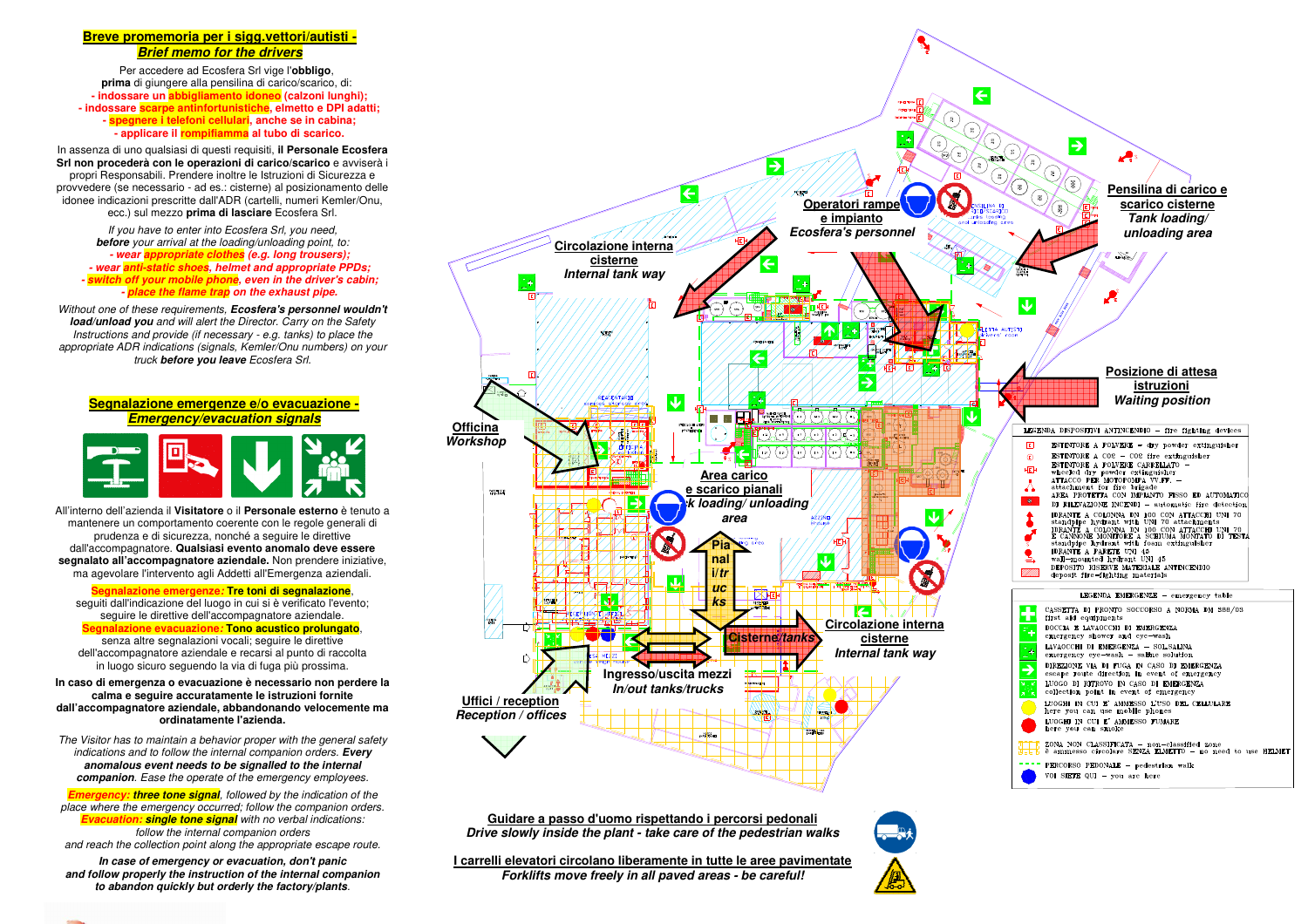## Breve promemoria per i sigg.vettori/autisti - *Brief memo for the drivers*

Per accedere ad Ecosfera Srl vige l'**obbligo**, **prima** di giungere alla pensilina di carico/scarico, di:

- **indossare un abbigliamento idoneo (calzoni lunghi);**
- **indossare scarpe antinfortunistiche, elmetto e DPI adatti;**
- **spegnere i telefoni cellulari, anche se in cabina;**
- **applicare il rompifiamma al tubo di scarico.**

In assenza di uno qualsiasi di questi requisiti, **il Personale Ecosfera Srl non procederà con le operazioni di carico/scarico** e avviserà i propri Responsabili. Prendere inoltre le Istruzioni di Sicurezza e provvedere (se necessario - ad es.: cisterne) al posizionamento delle idonee indicazioni prescritte dall'ADR (cartelli, numeri Kemler/Onu, ecc.) sul mezzo **prima di lasciare** Ecosfera Srl.

*If you have to enter into Ecosfera Srl, you need, **before** your arrival at the loading/unloading point, to:*

- ***wear appropriate clothes (e.g. long trousers);***
- ***wear anti-static shoes, helmet and appropriate PPDs;***
- ***switch off your mobile phone, even in the driver's cabin;***
- ***place the flame trap on the exhaust pipe.***

*Without one of these requirements, **Ecosfera's personnel wouldn't load/unload you** and will alert the Director. Carry on the Safety Instructions and provide (if necessary - e.g. tanks) to place the appropriate ADR indications (signals, Kemler/Onu numbers) on your truck **before you leave** Ecosfera Srl.*

## Segnalazione emergenze e/o evacuazione - *Emergency/evacuation signals*

All'interno dell'azienda il **Visitatore** o il **Personale esterno** è tenuto a mantenere un comportamento coerente con le regole generali di prudenza e di sicurezza, nonché a seguire le direttive dell'accompagnatore. **Qualsiasi evento anomalo deve essere segnalato all'accompagnatore aziendale.** Non prendere iniziative, ma agevolare l'intervento agli Addetti all'Emergenza aziendali.

**Segnalazione emergenze: Tre toni di segnalazione**, seguiti dall'indicazione del luogo in cui si è verificato l'evento; seguire le direttive dell'accompagnatore aziendale.
**Segnalazione evacuazione: Tono acustico prolungato**, senza altre segnalazioni vocali; seguire le direttive dell'accompagnatore aziendale e recarsi al punto di raccolta in luogo sicuro seguendo la via di fuga più prossima.

**In caso di emergenza o evacuazione è necessario non perdere la calma e seguire accuratamente le istruzioni fornite dall'accompagnatore aziendale, abbandonando velocemente ma ordinatamente l'azienda.**

*The Visitor has to maintain a behavior proper with the general safety indications and to follow the internal companion orders. **Every anomalous event needs to be signalled to the internal companion**. Ease the operate of the emergency employees.*

***Emergency: three tone signal**, followed by the indication of the place where the emergency occurred; follow the companion orders.*
***Evacuation: single tone signal** with no verbal indications: follow the internal companion orders and reach the collection point along the appropriate escape route.*

***In case of emergency or evacuation, don't panic and follow properly the instruction of the internal companion to abandon quickly but orderly the factory/plants.***

---

**Circolazione interna cisterne** — *Internal tank way*

**Operatori rampe e impianto** — *Ecosfera's personnel*

**Pensilina di carico e scarico cisterne** — *Tank loading/ unloading area*

**Posizione di attesa istruzioni** — *Waiting position*

**Officina** — *Workshop*

**Area carico e scarico pianali** — *Truck loading/ unloading area*

**Pianali/trucks**

**Cisterne/tanks**

**Circolazione interna cisterne** — *Internal tank way*

**Ingresso/uscita mezzi** — *In/out tanks/trucks*

**Uffici / reception** — *Reception / offices*

LEGENDA DISPOSITIVI ANTINCENDIO – fire fighting devices

- ESTINTORE A POLVERE – dry powder extinguisher
- ESTINTORE A CO2 – CO2 fire extinguisher
- ESTINTORE A POLVERE CARRELLATO – wheeled dry powder extinguisher
- ATTACCO PER MOTOPOMPA VV.FF. – attachment for fire brigade
- AREA PROTETTA CON IMPIANTO FISSO ED AUTOMATICO DI RILEVAZIONE INCENDI – automatic fire detection
- IDRANTE A COLONNA DN 100 CON ATTACCHI UNI 70 – standpipe hydrant with UNI 70 attachments
- IDRANTE A COLONNA DN 100 CON ATTACCO UNI 70 E CANNONE MONITORE A SCHIUMA MONTATO IN TESTA – standpipe hydrant with foam extinguisher
- IDRANTE A PARETE UNI 45 – wall-mounted hydrant UNI 45
- DEPOSITO RISERVE MATERIALE ANTINCENDIO – deposit fire-fighting materials

LEGENDA EMERGENZE – emergency table

- CASSETTA DI PRONTO SOCCORSO A NORMA DM 388/03 – first aid equipments
- DOCCIA E LAVAOCCHI DI EMERGENZA – emergency shower and eye-wash
- LAVAOCCHI DI EMERGENZA – SOL.SALINA – emergency eye-wash – saline solution
- DIREZIONE VIA DI FUGA IN CASO DI EMERGENZA – escape route direction in event of emergency
- LUOGO DI RITROVO IN CASO DI EMERGENZA – collection point in event of emergency
- LUOGHI IN CUI E' AMMESSO L'USO DEL CELLULARE – here you can use mobile phones
- LUOGHI IN CUI E' AMMESSO FUMARE – here you can smoke
- ZONA NON CLASSIFICATA – non-classified zone; è ammesso circolare SENZA ELMETTO – no need to use HELMET
- PERCORSO PEDONALE – pedestrian walk
- VOI SIETE QUI – you are here

**Guidare a passo d'uomo rispettando i percorsi pedonali**
***Drive slowly inside the plant - take care of the pedestrian walks***

**I carrelli elevatori circolano liberamente in tutte le aree pavimentate**
***Forklifts move freely in all paved areas - be careful!***